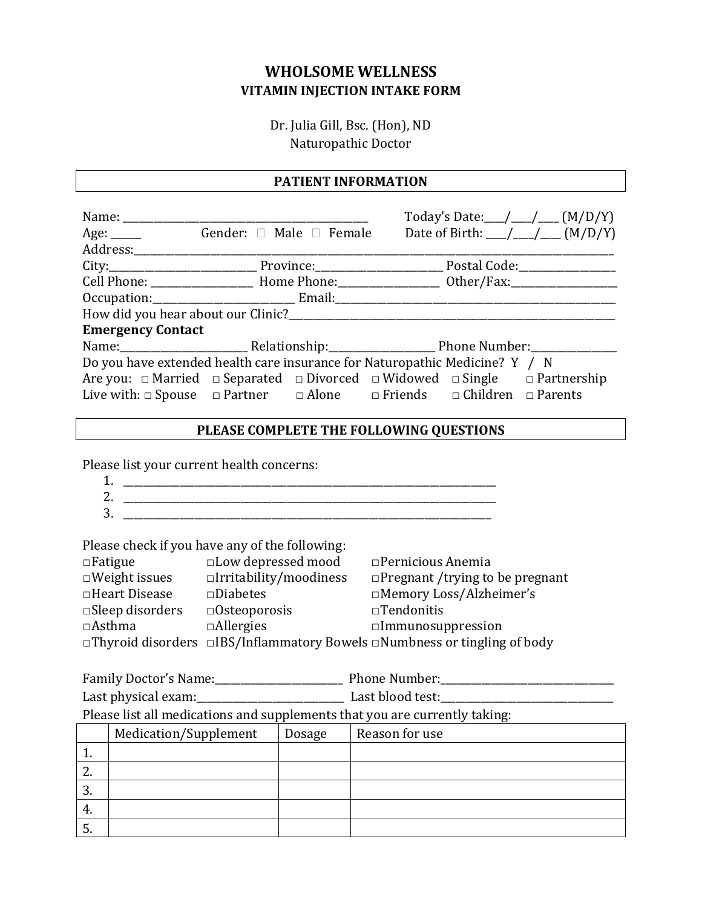# WHOLSOME WELLNESS

## VITAMIN INJECTION INTAKE FORM

Dr. Julia Gill, Bsc. (Hon), ND
Naturopathic Doctor

### PATIENT INFORMATION

Name: _______________________________________________ Today's Date:____/____/____ (M/D/Y)

Age: ______ Gender: ☐ Male ☐ Female Date of Birth: ____/____/____ (M/D/Y)

Address:______________________________________________________________________________________

City:____________________________ Province:________________________ Postal Code:__________________

Cell Phone: ___________________ Home Phone:___________________ Other/Fax:____________________

Occupation:___________________________ Email:____________________________________________________

How did you hear about our Clinic?______________________________________________________________

**Emergency Contact**

Name:_________________________ Relationship:_____________________ Phone Number:________________

Do you have extended health care insurance for Naturopathic Medicine? Y / N

Are you: □ Married □ Separated □ Divorced □ Widowed □ Single □ Partnership

Live with: □ Spouse □ Partner □ Alone □ Friends □ Children □ Parents

### PLEASE COMPLETE THE FOLLOWING QUESTIONS

Please list your current health concerns:

1. ______________________________________________________________________________
2. ______________________________________________________________________________
3. ______________________________________________________________________________

Please check if you have any of the following:

□Fatigue □Low depressed mood □Pernicious Anemia
□Weight issues □Irritability/moodiness □Pregnant /trying to be pregnant
□Heart Disease □Diabetes □Memory Loss/Alzheimer's
□Sleep disorders □Osteoporosis □Tendonitis
□Asthma □Allergies □Immunosuppression
□Thyroid disorders □IBS/Inflammatory Bowels □Numbness or tingling of body

Family Doctor's Name:_________________________ Phone Number:__________________________________

Last physical exam:____________________________ Last blood test:________________________________

Please list all medications and supplements that you are currently taking:

| | Medication/Supplement | Dosage | Reason for use |
|---|---|---|---|
| 1. | | | |
| 2. | | | |
| 3. | | | |
| 4. | | | |
| 5. | | | |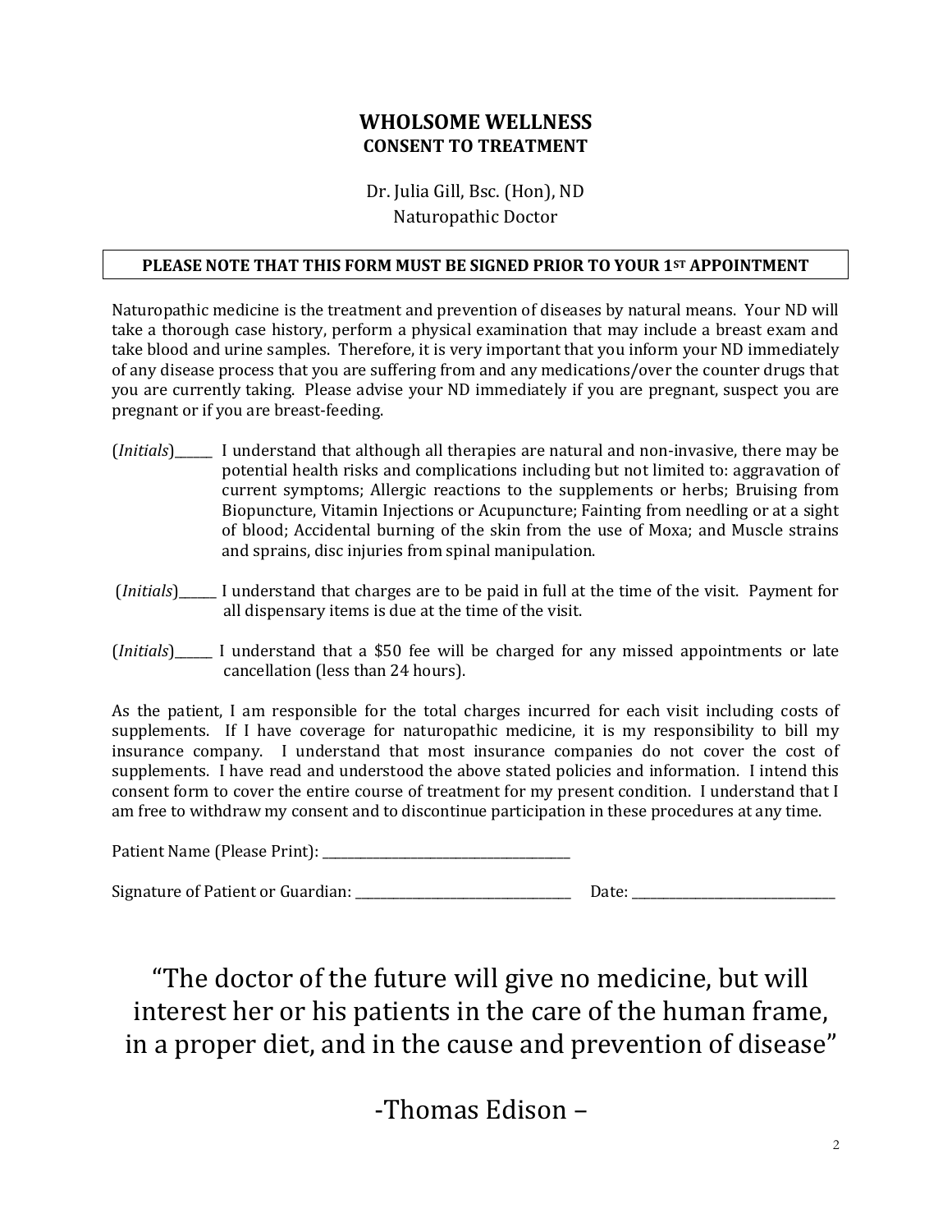# WHOLSOME WELLNESS

## CONSENT TO TREATMENT

Dr. Julia Gill, Bsc. (Hon), ND
Naturopathic Doctor

**PLEASE NOTE THAT THIS FORM MUST BE SIGNED PRIOR TO YOUR 1ST APPOINTMENT**

Naturopathic medicine is the treatment and prevention of diseases by natural means. Your ND will take a thorough case history, perform a physical examination that may include a breast exam and take blood and urine samples. Therefore, it is very important that you inform your ND immediately of any disease process that you are suffering from and any medications/over the counter drugs that you are currently taking. Please advise your ND immediately if you are pregnant, suspect you are pregnant or if you are breast-feeding.

(*Initials*)______ I understand that although all therapies are natural and non-invasive, there may be potential health risks and complications including but not limited to: aggravation of current symptoms; Allergic reactions to the supplements or herbs; Bruising from Biopuncture, Vitamin Injections or Acupuncture; Fainting from needling or at a sight of blood; Accidental burning of the skin from the use of Moxa; and Muscle strains and sprains, disc injuries from spinal manipulation.

(*Initials*)______ I understand that charges are to be paid in full at the time of the visit. Payment for all dispensary items is due at the time of the visit.

(*Initials*)______ I understand that a $50 fee will be charged for any missed appointments or late cancellation (less than 24 hours).

As the patient, I am responsible for the total charges incurred for each visit including costs of supplements. If I have coverage for naturopathic medicine, it is my responsibility to bill my insurance company. I understand that most insurance companies do not cover the cost of supplements. I have read and understood the above stated policies and information. I intend this consent form to cover the entire course of treatment for my present condition. I understand that I am free to withdraw my consent and to discontinue participation in these procedures at any time.

Patient Name (Please Print): ______________________________

Signature of Patient or Guardian: ___________________________ Date: _________________________

"The doctor of the future will give no medicine, but will interest her or his patients in the care of the human frame, in a proper diet, and in the cause and prevention of disease"

-Thomas Edison –